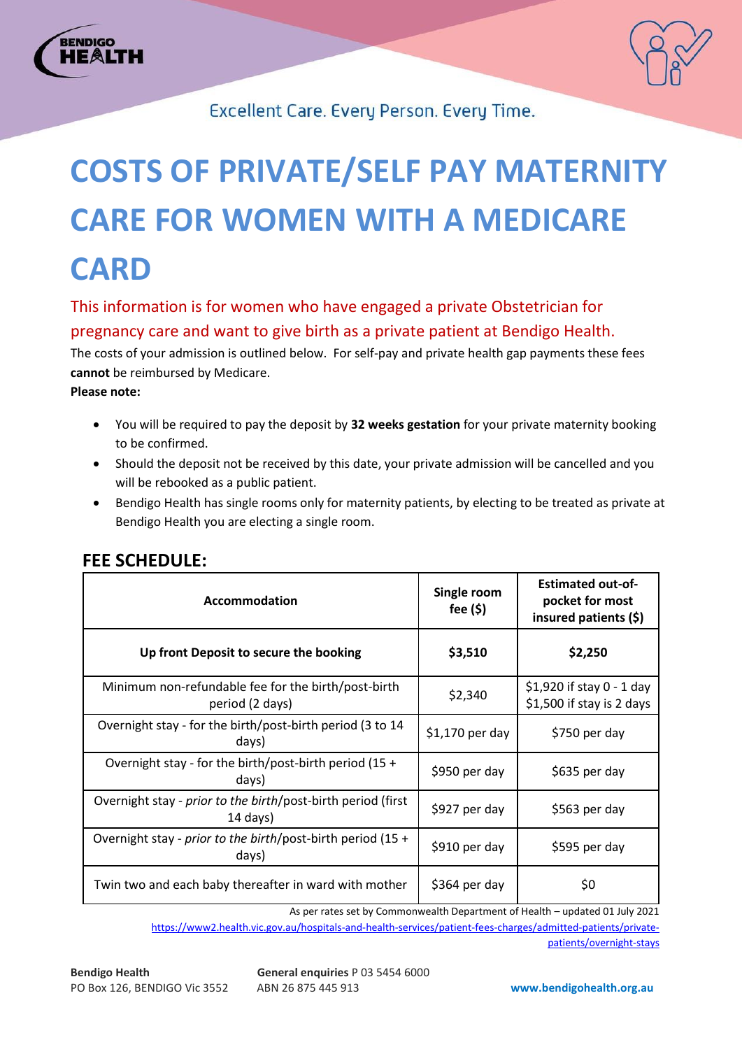Excellent Care. Every Person. Every Time.

# COSTS OF PRIVATE/SELF PAY MATERNITY CARE FOR WOMEN WITH A MEDICARE CARD

## This information is for women who have engaged a private Obstetrician for pregnancy care and want to give birth as a private patient at Bendigo Health.

The costs of your admission is outlined below. For self-pay and private health gap payments these fees **cannot** be reimbursed by Medicare.

**Please note:**

- You will be required to pay the deposit by **32 weeks gestation** for your private maternity booking to be confirmed.
- Should the deposit not be received by this date, your private admission will be cancelled and you will be rebooked as a public patient.
- Bendigo Health has single rooms only for maternity patients, by electing to be treated as private at Bendigo Health you are electing a single room.

## FEE SCHEDULE:

| Accommodation | Single room fee ($) | Estimated out-of-pocket for most insured patients ($) |
|---|---|---|
| **Up front Deposit to secure the booking** | **$3,510** | **$2,250** |
| Minimum non-refundable fee for the birth/post-birth period (2 days) | $2,340 | $1,920 if stay 0 - 1 day<br>$1,500 if stay is 2 days |
| Overnight stay - for the birth/post-birth period (3 to 14 days) | $1,170 per day | $750 per day |
| Overnight stay - for the birth/post-birth period (15 + days) | $950 per day | $635 per day |
| Overnight stay - *prior to the birth*/post-birth period (first 14 days) | $927 per day | $563 per day |
| Overnight stay - *prior to the birth*/post-birth period (15 + days) | $910 per day | $595 per day |
| Twin two and each baby thereafter in ward with mother | $364 per day | $0 |

As per rates set by Commonwealth Department of Health – updated 01 July 2021

https://www2.health.vic.gov.au/hospitals-and-health-services/patient-fees-charges/admitted-patients/private-patients/overnight-stays

**Bendigo Health**
PO Box 126, BENDIGO Vic 3552

**General enquiries** P 03 5454 6000
ABN 26 875 445 913

**www.bendigohealth.org.au**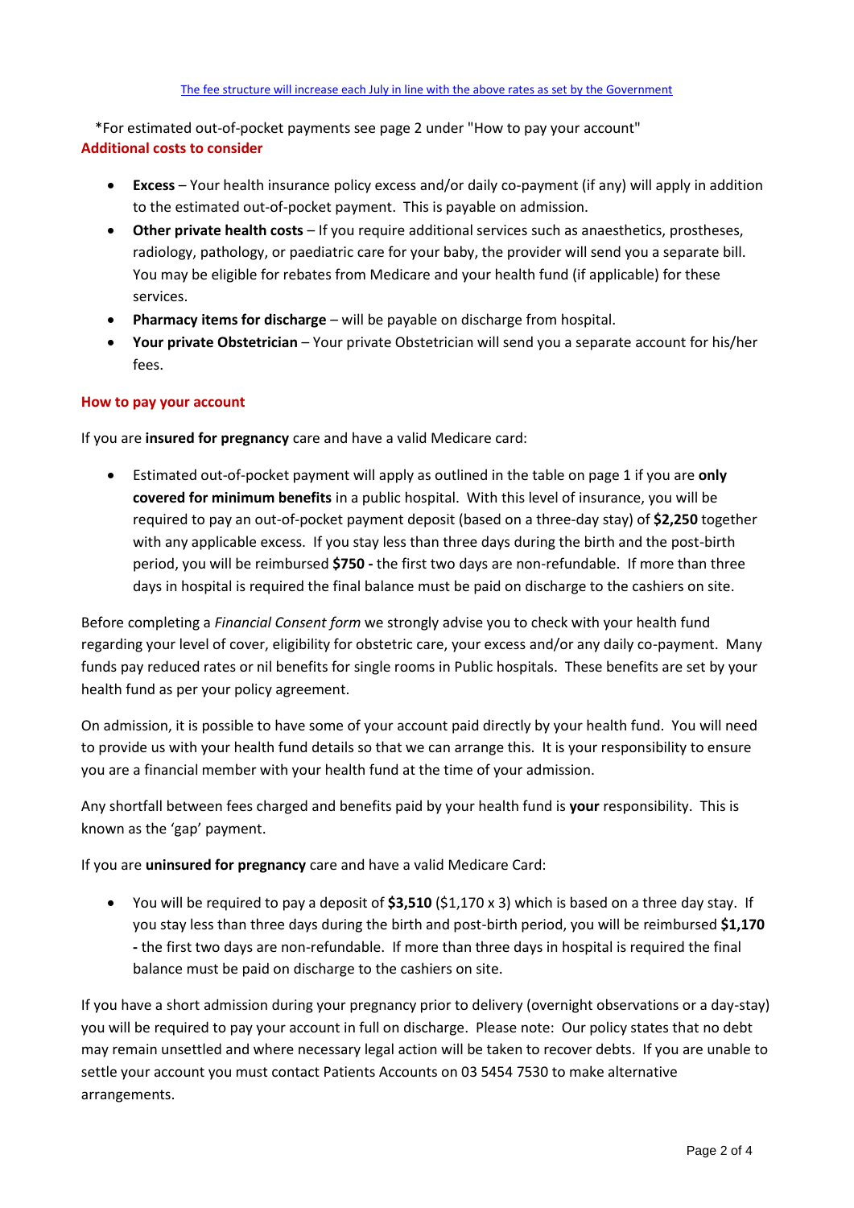The fee structure will increase each July in line with the above rates as set by the Government

*For estimated out-of-pocket payments see page 2 under "How to pay your account"

### Additional costs to consider

- **Excess** – Your health insurance policy excess and/or daily co-payment (if any) will apply in addition to the estimated out-of-pocket payment. This is payable on admission.
- **Other private health costs** – If you require additional services such as anaesthetics, prostheses, radiology, pathology, or paediatric care for your baby, the provider will send you a separate bill. You may be eligible for rebates from Medicare and your health fund (if applicable) for these services.
- **Pharmacy items for discharge** – will be payable on discharge from hospital.
- **Your private Obstetrician** – Your private Obstetrician will send you a separate account for his/her fees.

### How to pay your account

If you are **insured for pregnancy** care and have a valid Medicare card:

- Estimated out-of-pocket payment will apply as outlined in the table on page 1 if you are **only covered for minimum benefits** in a public hospital. With this level of insurance, you will be required to pay an out-of-pocket payment deposit (based on a three-day stay) of **$2,250** together with any applicable excess. If you stay less than three days during the birth and the post-birth period, you will be reimbursed **$750 -** the first two days are non-refundable. If more than three days in hospital is required the final balance must be paid on discharge to the cashiers on site.

Before completing a *Financial Consent form* we strongly advise you to check with your health fund regarding your level of cover, eligibility for obstetric care, your excess and/or any daily co-payment. Many funds pay reduced rates or nil benefits for single rooms in Public hospitals. These benefits are set by your health fund as per your policy agreement.

On admission, it is possible to have some of your account paid directly by your health fund. You will need to provide us with your health fund details so that we can arrange this. It is your responsibility to ensure you are a financial member with your health fund at the time of your admission.

Any shortfall between fees charged and benefits paid by your health fund is **your** responsibility. This is known as the 'gap' payment.

If you are **uninsured for pregnancy** care and have a valid Medicare Card:

- You will be required to pay a deposit of **$3,510** ($1,170 x 3) which is based on a three day stay. If you stay less than three days during the birth and post-birth period, you will be reimbursed **$1,170 -** the first two days are non-refundable. If more than three days in hospital is required the final balance must be paid on discharge to the cashiers on site.

If you have a short admission during your pregnancy prior to delivery (overnight observations or a day-stay) you will be required to pay your account in full on discharge. Please note: Our policy states that no debt may remain unsettled and where necessary legal action will be taken to recover debts. If you are unable to settle your account you must contact Patients Accounts on 03 5454 7530 to make alternative arrangements.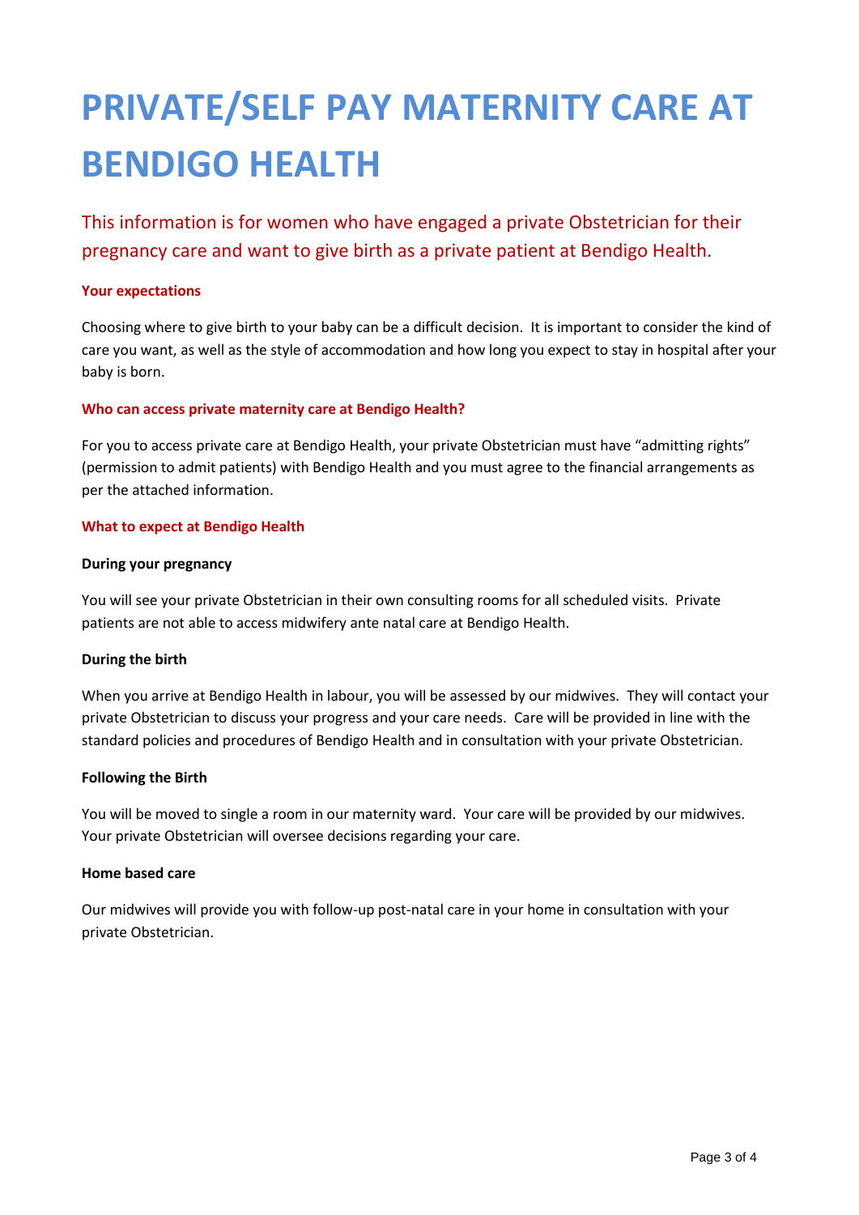# PRIVATE/SELF PAY MATERNITY CARE AT BENDIGO HEALTH

## This information is for women who have engaged a private Obstetrician for their pregnancy care and want to give birth as a private patient at Bendigo Health.

### Your expectations

Choosing where to give birth to your baby can be a difficult decision. It is important to consider the kind of care you want, as well as the style of accommodation and how long you expect to stay in hospital after your baby is born.

### Who can access private maternity care at Bendigo Health?

For you to access private care at Bendigo Health, your private Obstetrician must have "admitting rights" (permission to admit patients) with Bendigo Health and you must agree to the financial arrangements as per the attached information.

### What to expect at Bendigo Health

**During your pregnancy**

You will see your private Obstetrician in their own consulting rooms for all scheduled visits. Private patients are not able to access midwifery ante natal care at Bendigo Health.

**During the birth**

When you arrive at Bendigo Health in labour, you will be assessed by our midwives. They will contact your private Obstetrician to discuss your progress and your care needs. Care will be provided in line with the standard policies and procedures of Bendigo Health and in consultation with your private Obstetrician.

**Following the Birth**

You will be moved to single a room in our maternity ward. Your care will be provided by our midwives. Your private Obstetrician will oversee decisions regarding your care.

**Home based care**

Our midwives will provide you with follow-up post-natal care in your home in consultation with your private Obstetrician.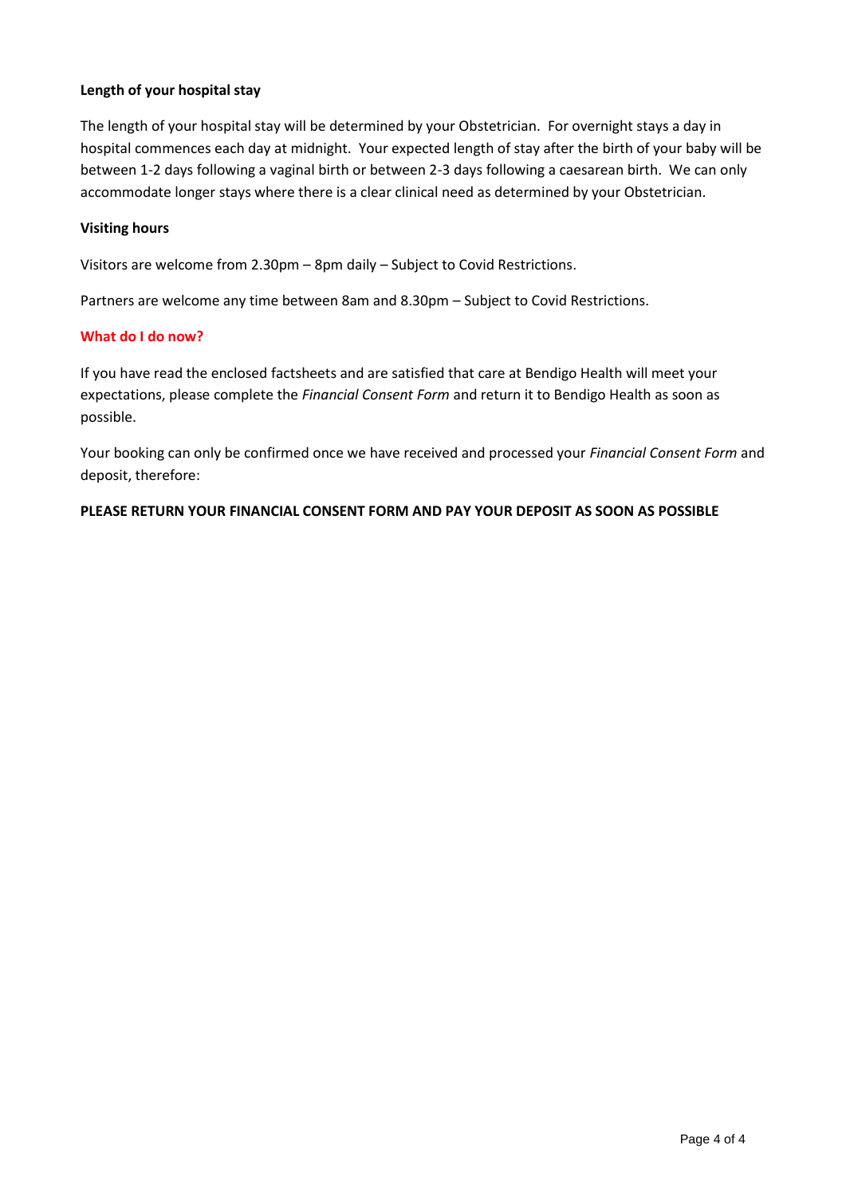**Length of your hospital stay**

The length of your hospital stay will be determined by your Obstetrician. For overnight stays a day in hospital commences each day at midnight. Your expected length of stay after the birth of your baby will be between 1-2 days following a vaginal birth or between 2-3 days following a caesarean birth. We can only accommodate longer stays where there is a clear clinical need as determined by your Obstetrician.

**Visiting hours**

Visitors are welcome from 2.30pm – 8pm daily – Subject to Covid Restrictions.

Partners are welcome any time between 8am and 8.30pm – Subject to Covid Restrictions.

**What do I do now?**

If you have read the enclosed factsheets and are satisfied that care at Bendigo Health will meet your expectations, please complete the *Financial Consent Form* and return it to Bendigo Health as soon as possible.

Your booking can only be confirmed once we have received and processed your *Financial Consent Form* and deposit, therefore:

**PLEASE RETURN YOUR FINANCIAL CONSENT FORM AND PAY YOUR DEPOSIT AS SOON AS POSSIBLE**